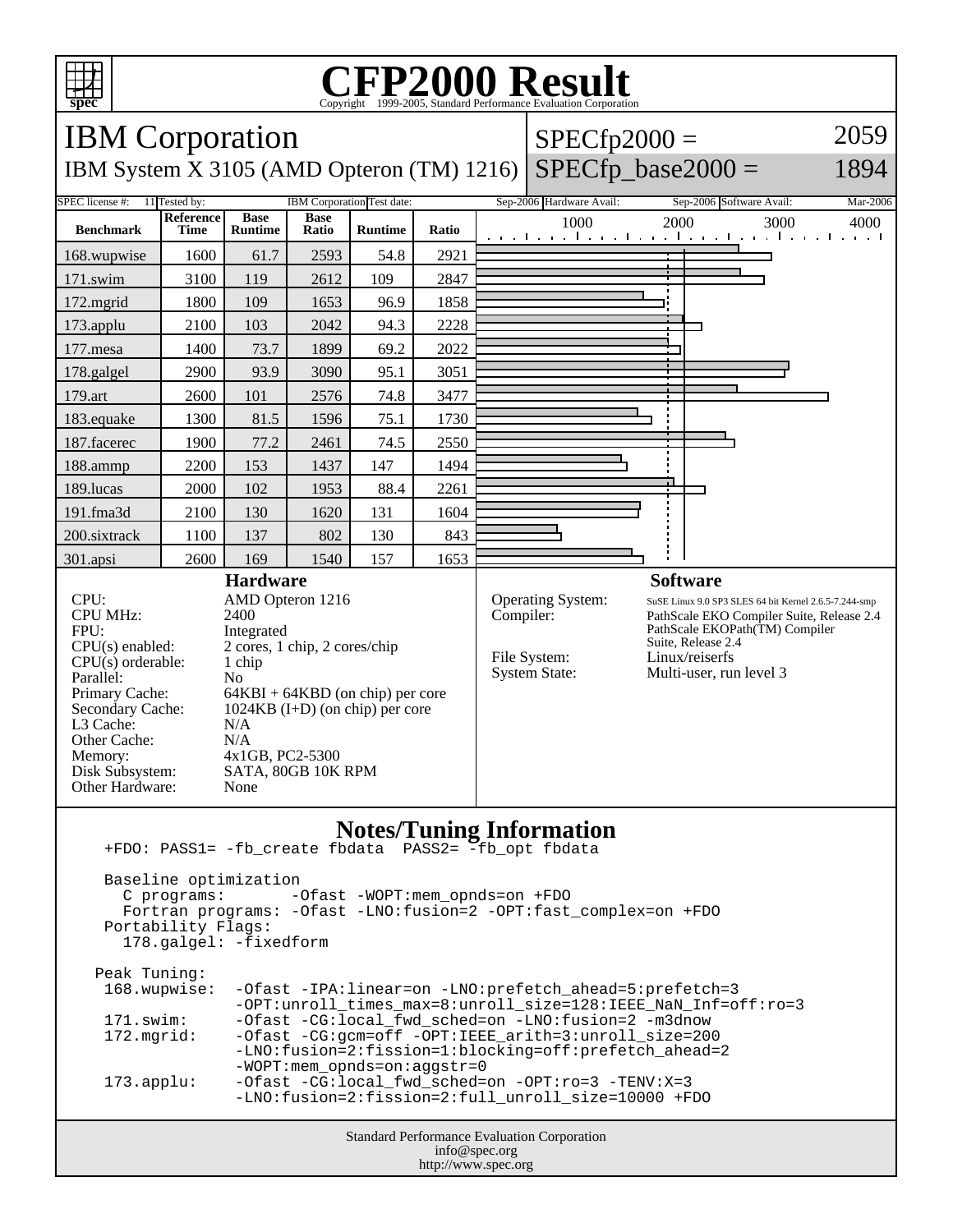# CFP2000 Result

Copyright 1999-2005, Standard Performance Evaluation Corporation

## IBM Corporation

IBM System X 3105 (AMD Opteron (TM) 1216)

SPECfp2000 = 2059

SPECfp_base2000 = 1894

| SPEC license #: | 11 | Tested by: | IBM Corporation | Test date: | Sep-2006 | Hardware Avail: | Sep-2006 | Software Avail: | Mar-2006 |
|---|---|---|---|---|---|---|---|---|---|

| Benchmark | Reference Time | Base Runtime | Base Ratio | Runtime | Ratio |
|---|---|---|---|---|---|
| 168.wupwise | 1600 | 61.7 | 2593 | 54.8 | 2921 |
| 171.swim | 3100 | 119 | 2612 | 109 | 2847 |
| 172.mgrid | 1800 | 109 | 1653 | 96.9 | 1858 |
| 173.applu | 2100 | 103 | 2042 | 94.3 | 2228 |
| 177.mesa | 1400 | 73.7 | 1899 | 69.2 | 2022 |
| 178.galgel | 2900 | 93.9 | 3090 | 95.1 | 3051 |
| 179.art | 2600 | 101 | 2576 | 74.8 | 3477 |
| 183.equake | 1300 | 81.5 | 1596 | 75.1 | 1730 |
| 187.facerec | 1900 | 77.2 | 2461 | 74.5 | 2550 |
| 188.ammp | 2200 | 153 | 1437 | 147 | 1494 |
| 189.lucas | 2000 | 102 | 1953 | 88.4 | 2261 |
| 191.fma3d | 2100 | 130 | 1620 | 131 | 1604 |
| 200.sixtrack | 1100 | 137 | 802 | 130 | 843 |
| 301.apsi | 2600 | 169 | 1540 | 157 | 1653 |

### Hardware

| | |
|---|---|
| CPU: | AMD Opteron 1216 |
| CPU MHz: | 2400 |
| FPU: | Integrated |
| CPU(s) enabled: | 2 cores, 1 chip, 2 cores/chip |
| CPU(s) orderable: | 1 chip |
| Parallel: | No |
| Primary Cache: | 64KBI + 64KBD (on chip) per core |
| Secondary Cache: | 1024KB (I+D) (on chip) per core |
| L3 Cache: | N/A |
| Other Cache: | N/A |
| Memory: | 4x1GB, PC2-5300 |
| Disk Subsystem: | SATA, 80GB 10K RPM |
| Other Hardware: | None |

### Software

| | |
|---|---|
| Operating System: | SuSE Linux 9.0 SP3 SLES 64 bit Kernel 2.6.5-7.244-smp |
| Compiler: | PathScale EKO Compiler Suite, Release 2.4 PathScale EKOPath(TM) Compiler Suite, Release 2.4 |
| File System: | Linux/reiserfs |
| System State: | Multi-user, run level 3 |

### Notes/Tuning Information

```
+FDO: PASS1= -fb_create fbdata  PASS2= -fb_opt fbdata

Baseline optimization
  C programs:       -Ofast -WOPT:mem_opnds=on +FDO
  Fortran programs: -Ofast -LNO:fusion=2 -OPT:fast_complex=on +FDO
Portability Flags:
  178.galgel: -fixedform

Peak Tuning:
 168.wupwise:  -Ofast -IPA:linear=on -LNO:prefetch_ahead=5:prefetch=3
               -OPT:unroll_times_max=8:unroll_size=128:IEEE_NaN_Inf=off:ro=3
 171.swim:     -Ofast -CG:local_fwd_sched=on -LNO:fusion=2 -m3dnow
 172.mgrid:    -Ofast -CG:gcm=off -OPT:IEEE_arith=3:unroll_size=200
               -LNO:fusion=2:fission=1:blocking=off:prefetch_ahead=2
               -WOPT:mem_opnds=on:aggstr=0
 173.applu:    -Ofast -CG:local_fwd_sched=on -OPT:ro=3 -TENV:X=3
               -LNO:fusion=2:fission=2:full_unroll_size=10000 +FDO
```

Standard Performance Evaluation Corporation
info@spec.org
http://www.spec.org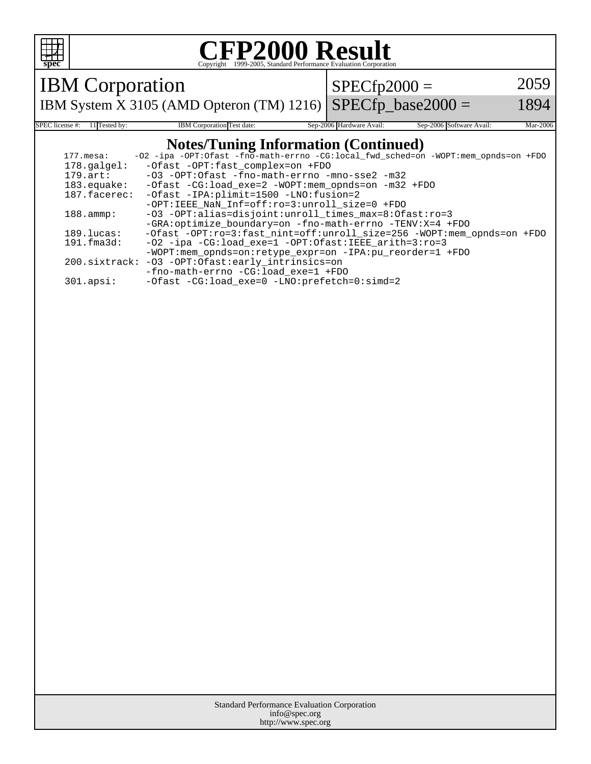# CFP2000 Result

Copyright 1999-2005, Standard Performance Evaluation Corporation

## IBM Corporation

IBM System X 3105 (AMD Opteron (TM) 1216)

SPECfp2000 = 2059

SPECfp_base2000 = 1894

| SPEC license #: | 11 | Tested by: | IBM Corporation | Test date: | Sep-2006 | Hardware Avail: | Sep-2006 | Software Avail: | Mar-2006 |
|---|---|---|---|---|---|---|---|---|---|

### Notes/Tuning Information (Continued)

```
177.mesa:      -O2 -ipa -OPT:Ofast -fno-math-errno -CG:local_fwd_sched=on -WOPT:mem_opnds=on +FDO
178.galgel:    -Ofast -OPT:fast_complex=on +FDO
179.art:       -O3 -OPT:Ofast -fno-math-errno -mno-sse2 -m32
183.equake:    -Ofast -CG:load_exe=2 -WOPT:mem_opnds=on -m32 +FDO
187.facerec:   -Ofast -IPA:plimit=1500 -LNO:fusion=2
               -OPT:IEEE_NaN_Inf=off:ro=3:unroll_size=0 +FDO
188.ammp:      -O3 -OPT:alias=disjoint:unroll_times_max=8:Ofast:ro=3
               -GRA:optimize_boundary=on -fno-math-errno -TENV:X=4 +FDO
189.lucas:     -Ofast -OPT:ro=3:fast_nint=off:unroll_size=256 -WOPT:mem_opnds=on +FDO
191.fma3d:     -O2 -ipa -CG:load_exe=1 -OPT:Ofast:IEEE_arith=3:ro=3
               -WOPT:mem_opnds=on:retype_expr=on -IPA:pu_reorder=1 +FDO
200.sixtrack:  -O3 -OPT:Ofast:early_intrinsics=on
               -fno-math-errno -CG:load_exe=1 +FDO
301.apsi:      -Ofast -CG:load_exe=0 -LNO:prefetch=0:simd=2
```

Standard Performance Evaluation Corporation
info@spec.org
http://www.spec.org